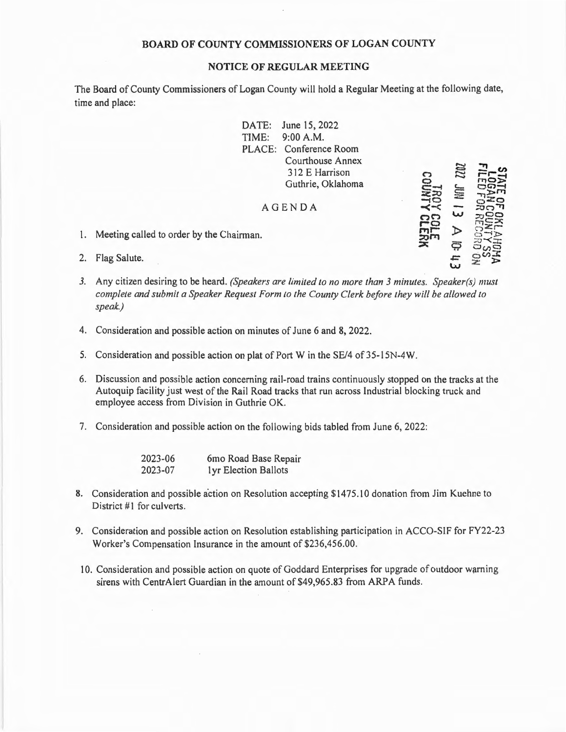# BOARD OF COUNTY COMMISSIONERS OF LOGAN COUNTY

## NOTICE OF REGULAR MEETING

The Board of County Commissioners of Logan County will hold a Regular Meeting at the following date, time and place:

DATE: June 15, 2022
TIME: 9:00 A.M.
PLACE: Conference Room
Courthouse Annex
312 E Harrison
Guthrie, Oklahoma

STATE OF OKLAHOMA
LOGAN COUNTY SS
FILED FOR RECORD ON
2022 JUN 13 A 10:43
TROY COLE
COUNTY CLERK

AGENDA

1. Meeting called to order by the Chairman.

2. Flag Salute.

3. Any citizen desiring to be heard. *(Speakers are limited to no more than 3 minutes. Speaker(s) must complete and submit a Speaker Request Form to the County Clerk before they will be allowed to speak.)*

4. Consideration and possible action on minutes of June 6 and 8, 2022.

5. Consideration and possible action on plat of Port W in the SE/4 of 35-15N-4W.

6. Discussion and possible action concerning rail-road trains continuously stopped on the tracks at the Autoquip facility just west of the Rail Road tracks that run across Industrial blocking truck and employee access from Division in Guthrie OK.

7. Consideration and possible action on the following bids tabled from June 6, 2022:

   | | |
   |---|---|
   | 2023-06 | 6mo Road Base Repair |
   | 2023-07 | 1yr Election Ballots |

8. Consideration and possible action on Resolution accepting $1475.10 donation from Jim Kuehne to District #1 for culverts.

9. Consideration and possible action on Resolution establishing participation in ACCO-SIF for FY22-23 Worker's Compensation Insurance in the amount of $236,456.00.

10. Consideration and possible action on quote of Goddard Enterprises for upgrade of outdoor warning sirens with CentrAlert Guardian in the amount of $49,965.83 from ARPA funds.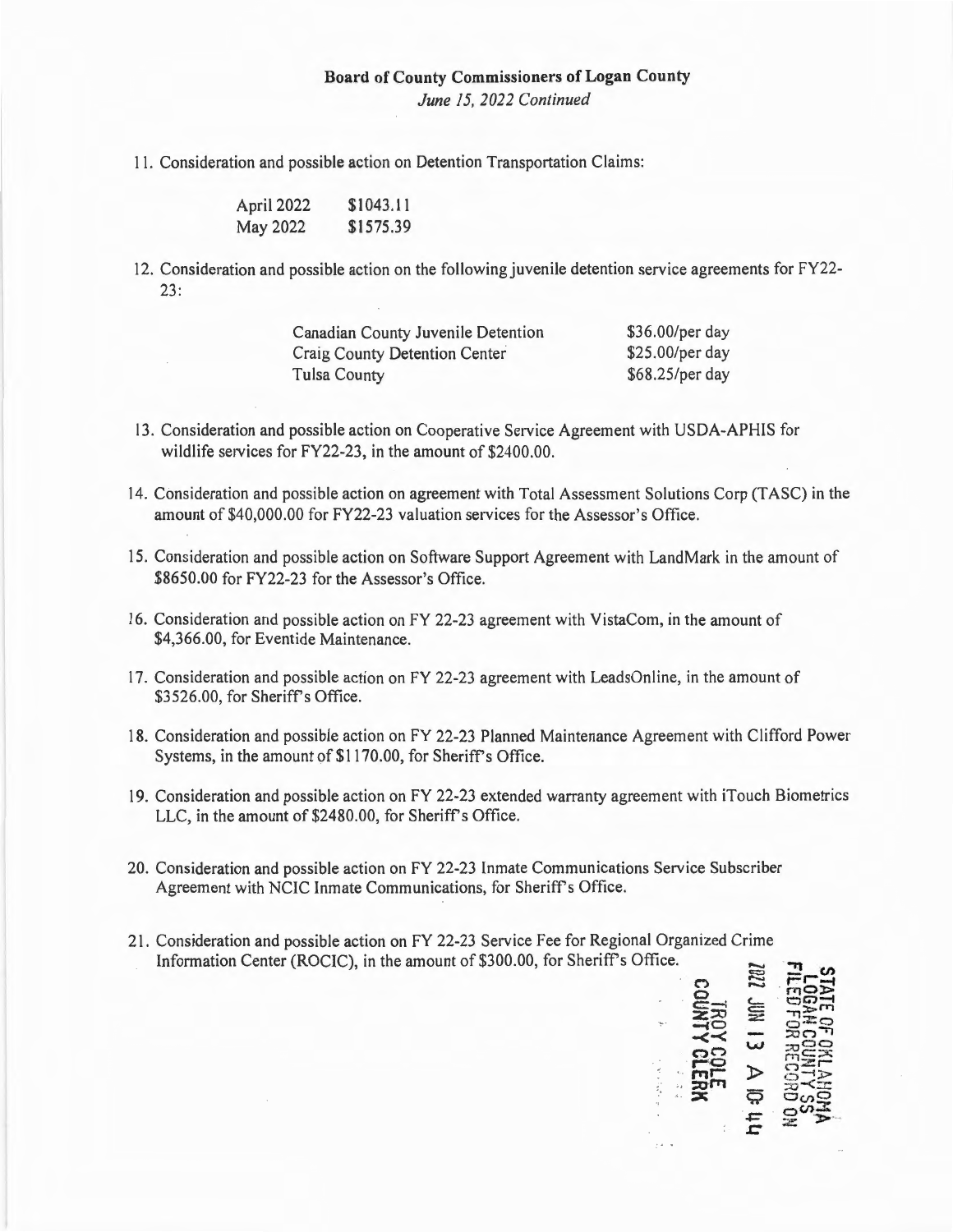**Board of County Commissioners of Logan County**
*June 15, 2022 Continued*

11. Consideration and possible action on Detention Transportation Claims:

| | |
|---|---|
| April 2022 | $1043.11 |
| May 2022 | $1575.39 |

12. Consideration and possible action on the following juvenile detention service agreements for FY22-23:

| | |
|---|---|
| Canadian County Juvenile Detention | $36.00/per day |
| Craig County Detention Center | $25.00/per day |
| Tulsa County | $68.25/per day |

13. Consideration and possible action on Cooperative Service Agreement with USDA-APHIS for wildlife services for FY22-23, in the amount of $2400.00.

14. Consideration and possible action on agreement with Total Assessment Solutions Corp (TASC) in the amount of $40,000.00 for FY22-23 valuation services for the Assessor's Office.

15. Consideration and possible action on Software Support Agreement with LandMark in the amount of $8650.00 for FY22-23 for the Assessor's Office.

16. Consideration and possible action on FY 22-23 agreement with VistaCom, in the amount of $4,366.00, for Eventide Maintenance.

17. Consideration and possible action on FY 22-23 agreement with LeadsOnline, in the amount of $3526.00, for Sheriff's Office.

18. Consideration and possible action on FY 22-23 Planned Maintenance Agreement with Clifford Power Systems, in the amount of $1170.00, for Sheriff's Office.

19. Consideration and possible action on FY 22-23 extended warranty agreement with iTouch Biometrics LLC, in the amount of $2480.00, for Sheriff's Office.

20. Consideration and possible action on FY 22-23 Inmate Communications Service Subscriber Agreement with NCIC Inmate Communications, for Sheriff's Office.

21. Consideration and possible action on FY 22-23 Service Fee for Regional Organized Crime Information Center (ROCIC), in the amount of $300.00, for Sheriff's Office.

STATE OF OKLAHOMA
LOGAN COUNTY SS
FILED FOR RECORD ON
2022 JUN 13 A 10:44
TROY COLE
COUNTY CLERK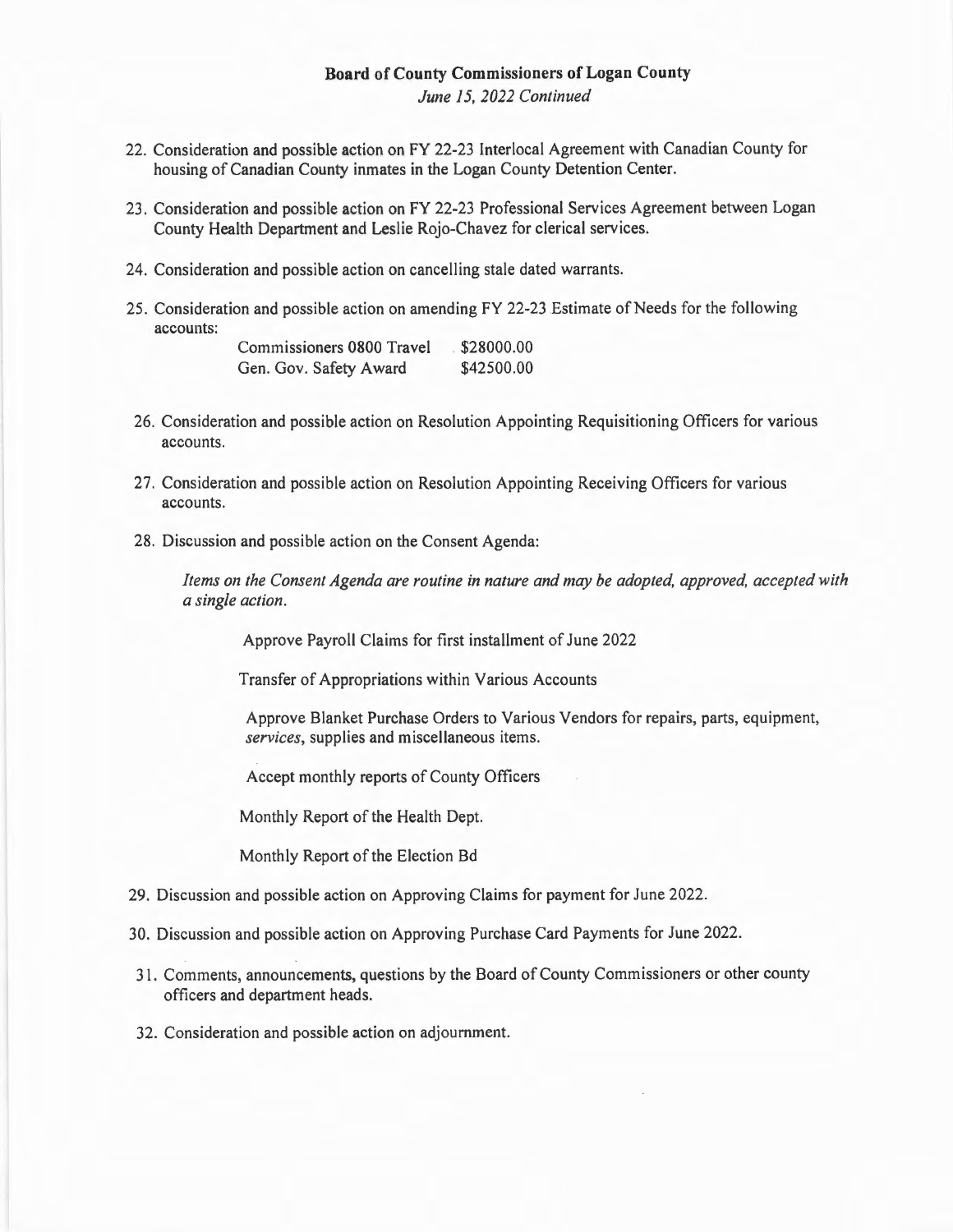**Board of County Commissioners of Logan County**

*June 15, 2022 Continued*

22. Consideration and possible action on FY 22-23 Interlocal Agreement with Canadian County for housing of Canadian County inmates in the Logan County Detention Center.

23. Consideration and possible action on FY 22-23 Professional Services Agreement between Logan County Health Department and Leslie Rojo-Chavez for clerical services.

24. Consideration and possible action on cancelling stale dated warrants.

25. Consideration and possible action on amending FY 22-23 Estimate of Needs for the following accounts:

| | |
|---|---|
| Commissioners 0800 Travel | \$28000.00 |
| Gen. Gov. Safety Award | \$42500.00 |

26. Consideration and possible action on Resolution Appointing Requisitioning Officers for various accounts.

27. Consideration and possible action on Resolution Appointing Receiving Officers for various accounts.

28. Discussion and possible action on the Consent Agenda:

    *Items on the Consent Agenda are routine in nature and may be adopted, approved, accepted with a single action.*

    Approve Payroll Claims for first installment of June 2022

    Transfer of Appropriations within Various Accounts

    Approve Blanket Purchase Orders to Various Vendors for repairs, parts, equipment, *services*, supplies and miscellaneous items.

    Accept monthly reports of County Officers

    Monthly Report of the Health Dept.

    Monthly Report of the Election Bd

29. Discussion and possible action on Approving Claims for payment for June 2022.

30. Discussion and possible action on Approving Purchase Card Payments for June 2022.

31. Comments, announcements, questions by the Board of County Commissioners or other county officers and department heads.

32. Consideration and possible action on adjournment.